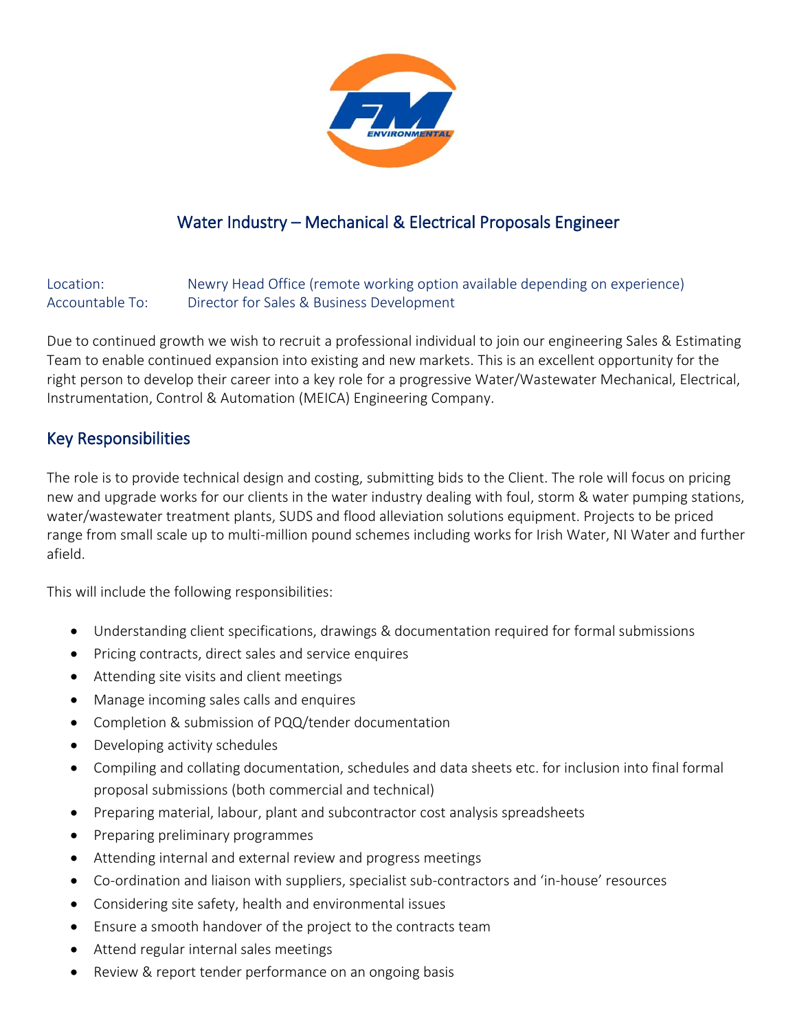# Water Industry – Mechanical & Electrical Proposals Engineer

Location: Newry Head Office (remote working option available depending on experience)
Accountable To: Director for Sales & Business Development

Due to continued growth we wish to recruit a professional individual to join our engineering Sales & Estimating Team to enable continued expansion into existing and new markets. This is an excellent opportunity for the right person to develop their career into a key role for a progressive Water/Wastewater Mechanical, Electrical, Instrumentation, Control & Automation (MEICA) Engineering Company.

## Key Responsibilities

The role is to provide technical design and costing, submitting bids to the Client. The role will focus on pricing new and upgrade works for our clients in the water industry dealing with foul, storm & water pumping stations, water/wastewater treatment plants, SUDS and flood alleviation solutions equipment. Projects to be priced range from small scale up to multi-million pound schemes including works for Irish Water, NI Water and further afield.

This will include the following responsibilities:

- Understanding client specifications, drawings & documentation required for formal submissions
- Pricing contracts, direct sales and service enquires
- Attending site visits and client meetings
- Manage incoming sales calls and enquires
- Completion & submission of PQQ/tender documentation
- Developing activity schedules
- Compiling and collating documentation, schedules and data sheets etc. for inclusion into final formal proposal submissions (both commercial and technical)
- Preparing material, labour, plant and subcontractor cost analysis spreadsheets
- Preparing preliminary programmes
- Attending internal and external review and progress meetings
- Co-ordination and liaison with suppliers, specialist sub-contractors and 'in-house' resources
- Considering site safety, health and environmental issues
- Ensure a smooth handover of the project to the contracts team
- Attend regular internal sales meetings
- Review & report tender performance on an ongoing basis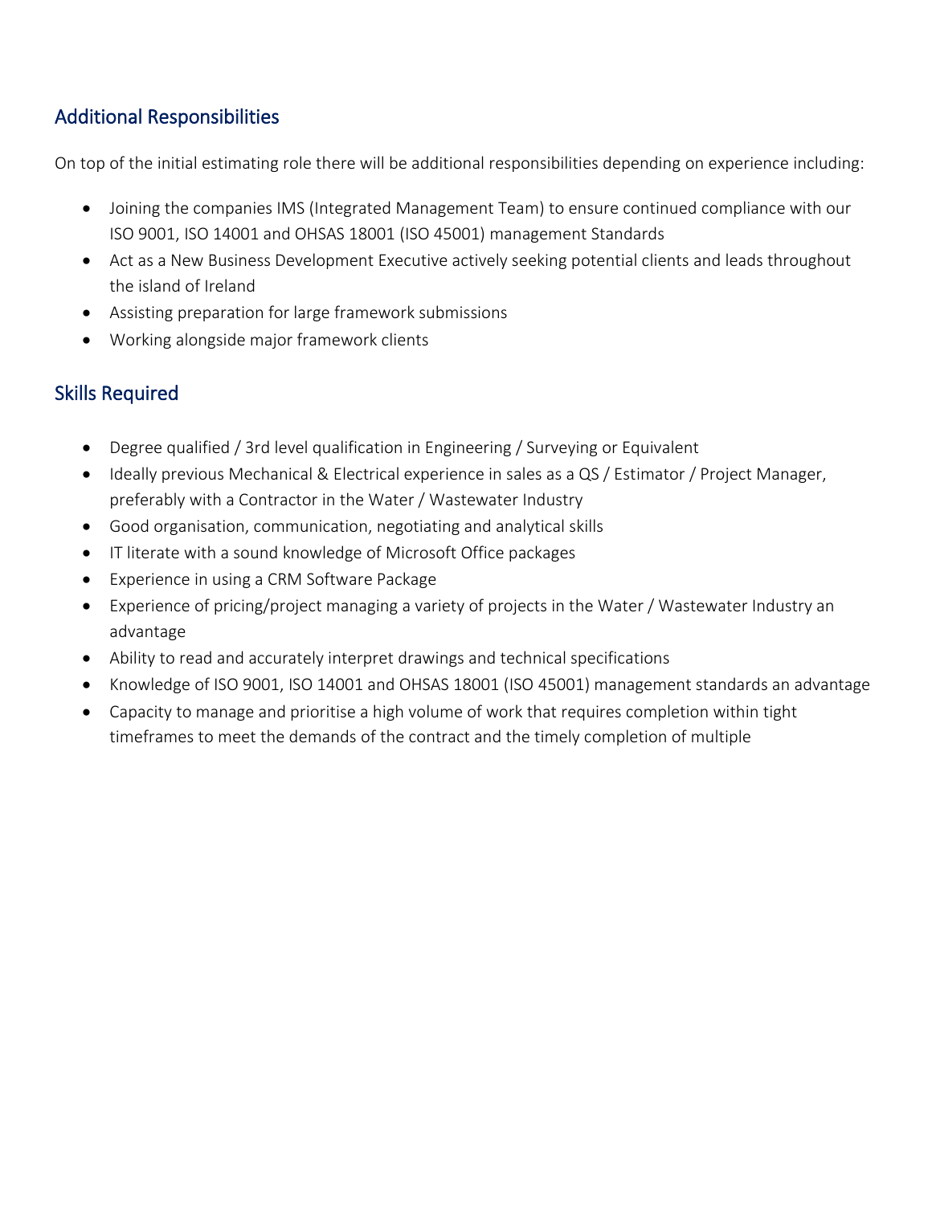## Additional Responsibilities

On top of the initial estimating role there will be additional responsibilities depending on experience including:

- Joining the companies IMS (Integrated Management Team) to ensure continued compliance with our ISO 9001, ISO 14001 and OHSAS 18001 (ISO 45001) management Standards
- Act as a New Business Development Executive actively seeking potential clients and leads throughout the island of Ireland
- Assisting preparation for large framework submissions
- Working alongside major framework clients

## Skills Required

- Degree qualified / 3rd level qualification in Engineering / Surveying or Equivalent
- Ideally previous Mechanical & Electrical experience in sales as a QS / Estimator / Project Manager, preferably with a Contractor in the Water / Wastewater Industry
- Good organisation, communication, negotiating and analytical skills
- IT literate with a sound knowledge of Microsoft Office packages
- Experience in using a CRM Software Package
- Experience of pricing/project managing a variety of projects in the Water / Wastewater Industry an advantage
- Ability to read and accurately interpret drawings and technical specifications
- Knowledge of ISO 9001, ISO 14001 and OHSAS 18001 (ISO 45001) management standards an advantage
- Capacity to manage and prioritise a high volume of work that requires completion within tight timeframes to meet the demands of the contract and the timely completion of multiple